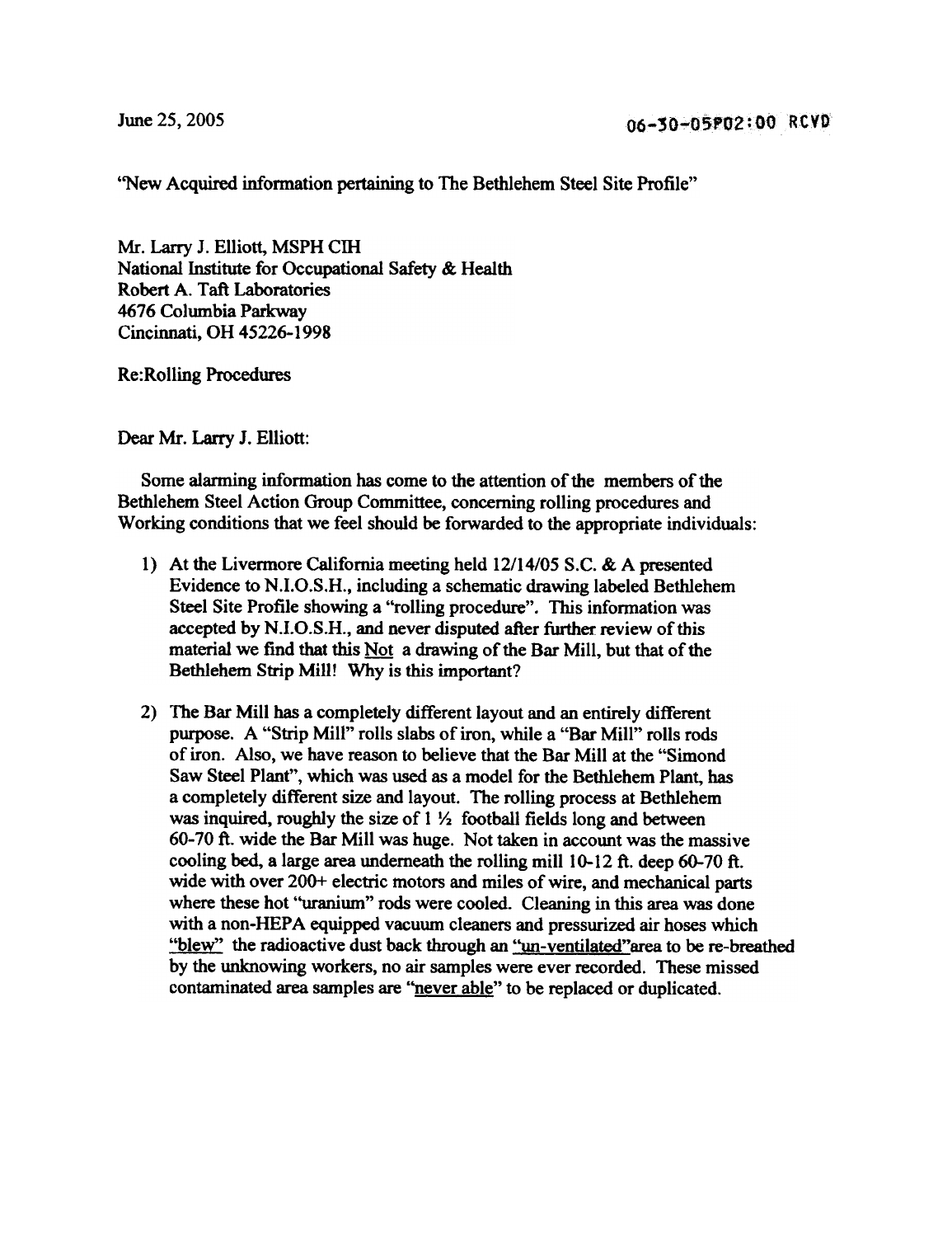June 25, 2005

06-30-05P02:00 RCVD

"New Acquired information pertaining to The Bethlehem Steel Site Profile"

Mr. Larry J. Elliott, MSPH CIH
National Institute for Occupational Safety & Health
Robert A. Taft Laboratories
4676 Columbia Parkway
Cincinnati, OH 45226-1998

Re:Rolling Procedures

Dear Mr. Larry J. Elliott:

Some alarming information has come to the attention of the members of the Bethlehem Steel Action Group Committee, concerning rolling procedures and Working conditions that we feel should be forwarded to the appropriate individuals:

1) At the Livermore California meeting held 12/14/05 S.C. & A presented Evidence to N.I.O.S.H., including a schematic drawing labeled Bethlehem Steel Site Profile showing a "rolling procedure". This information was accepted by N.I.O.S.H., and never disputed after further review of this material we find that this <u>Not</u> a drawing of the Bar Mill, but that of the Bethlehem Strip Mill! Why is this important?

2) The Bar Mill has a completely different layout and an entirely different purpose. A "Strip Mill" rolls slabs of iron, while a "Bar Mill" rolls rods of iron. Also, we have reason to believe that the Bar Mill at the "Simond Saw Steel Plant", which was used as a model for the Bethlehem Plant, has a completely different size and layout. The rolling process at Bethlehem was inquired, roughly the size of 1 ½ football fields long and between 60-70 ft. wide the Bar Mill was huge. Not taken in account was the massive cooling bed, a large area underneath the rolling mill 10-12 ft. deep 60-70 ft. wide with over 200+ electric motors and miles of wire, and mechanical parts where these hot "uranium" rods were cooled. Cleaning in this area was done with a non-HEPA equipped vacuum cleaners and pressurized air hoses which <u>"blew"</u> the radioactive dust back through an <u>"un-ventilated"</u>area to be re-breathed by the unknowing workers, no air samples were ever recorded. These missed contaminated area samples are <u>"never able"</u> to be replaced or duplicated.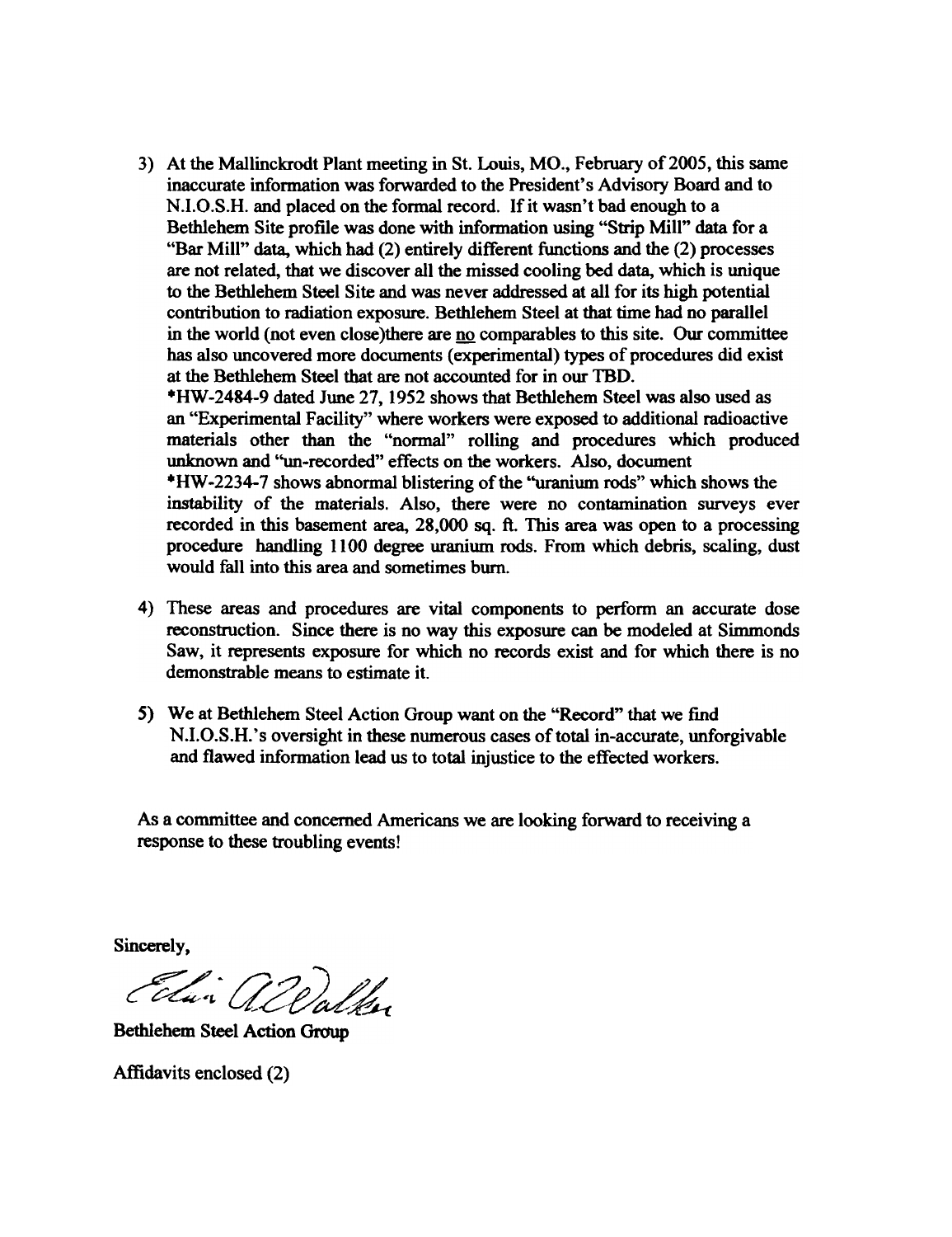3) At the Mallinckrodt Plant meeting in St. Louis, MO., February of 2005, this same inaccurate information was forwarded to the President's Advisory Board and to N.I.O.S.H. and placed on the formal record. If it wasn't bad enough to a Bethlehem Site profile was done with information using "Strip Mill" data for a "Bar Mill" data, which had (2) entirely different functions and the (2) processes are not related, that we discover all the missed cooling bed data, which is unique to the Bethlehem Steel Site and was never addressed at all for its high potential contribution to radiation exposure. Bethlehem Steel at that time had no parallel in the world (not even close)there are <u>no</u> comparables to this site. Our committee has also uncovered more documents (experimental) types of procedures did exist at the Bethlehem Steel that are not accounted for in our TBD.
   *HW-2484-9 dated June 27, 1952 shows that Bethlehem Steel was also used as an "Experimental Facility" where workers were exposed to additional radioactive materials other than the "normal" rolling and procedures which produced unknown and "un-recorded" effects on the workers. Also, document *HW-2234-7 shows abnormal blistering of the "uranium rods" which shows the instability of the materials. Also, there were no contamination surveys ever recorded in this basement area, 28,000 sq. ft. This area was open to a processing procedure handling 1100 degree uranium rods. From which debris, scaling, dust would fall into this area and sometimes burn.

4) These areas and procedures are vital components to perform an accurate dose reconstruction. Since there is no way this exposure can be modeled at Simmonds Saw, it represents exposure for which no records exist and for which there is no demonstrable means to estimate it.

5) We at Bethlehem Steel Action Group want on the "Record" that we find N.I.O.S.H.'s oversight in these numerous cases of total in-accurate, unforgivable and flawed information lead us to total injustice to the effected workers.

As a committee and concerned Americans we are looking forward to receiving a response to these troubling events!

Sincerely,

Edwin A. Walker

Bethlehem Steel Action Group

Affidavits enclosed (2)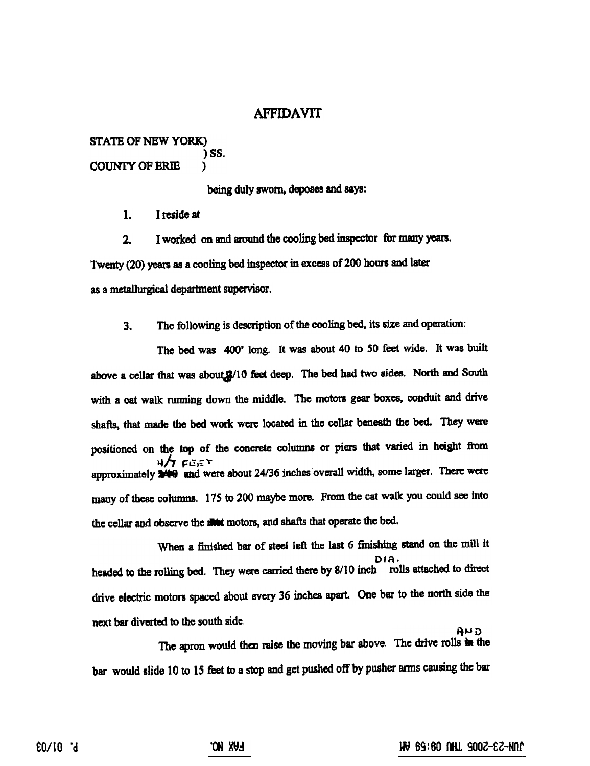# AFFIDAVIT

STATE OF NEW YORK)
) SS.
COUNTY OF ERIE )

being duly sworn, deposes and says:

1. I reside at

2. I worked on and around the cooling bed inspector for many years. Twenty (20) years as a cooling bed inspector in excess of 200 hours and later as a metallurgical department supervisor.

3. The following is description of the cooling bed, its size and operation:

The bed was 400' long. It was about 40 to 50 feet wide. It was built above a cellar that was about 8/10 feet deep. The bed had two sides. North and South with a cat walk running down the middle. The motors gear boxes, conduit and drive shafts, that made the bed work were located in the cellar beneath the bed. They were positioned on the top of the concrete columns or piers that varied in height from approximately 4/7 FEET and were about 24/36 inches overall width, some larger. There were many of these columns. 175 to 200 maybe more. From the cat walk you could see into the cellar and observe the motors, and shafts that operate the bed.

When a finished bar of steel left the last 6 finishing stand on the mill it headed to the rolling bed. They were carried there by 8/10 inch DIA. rolls attached to direct drive electric motors spaced about every 36 inches apart. One bar to the north side the next bar diverted to the south side.

The apron would then raise the moving bar above. The drive rolls AND the bar would slide 10 to 15 feet to a stop and get pushed off by pusher arms causing the bar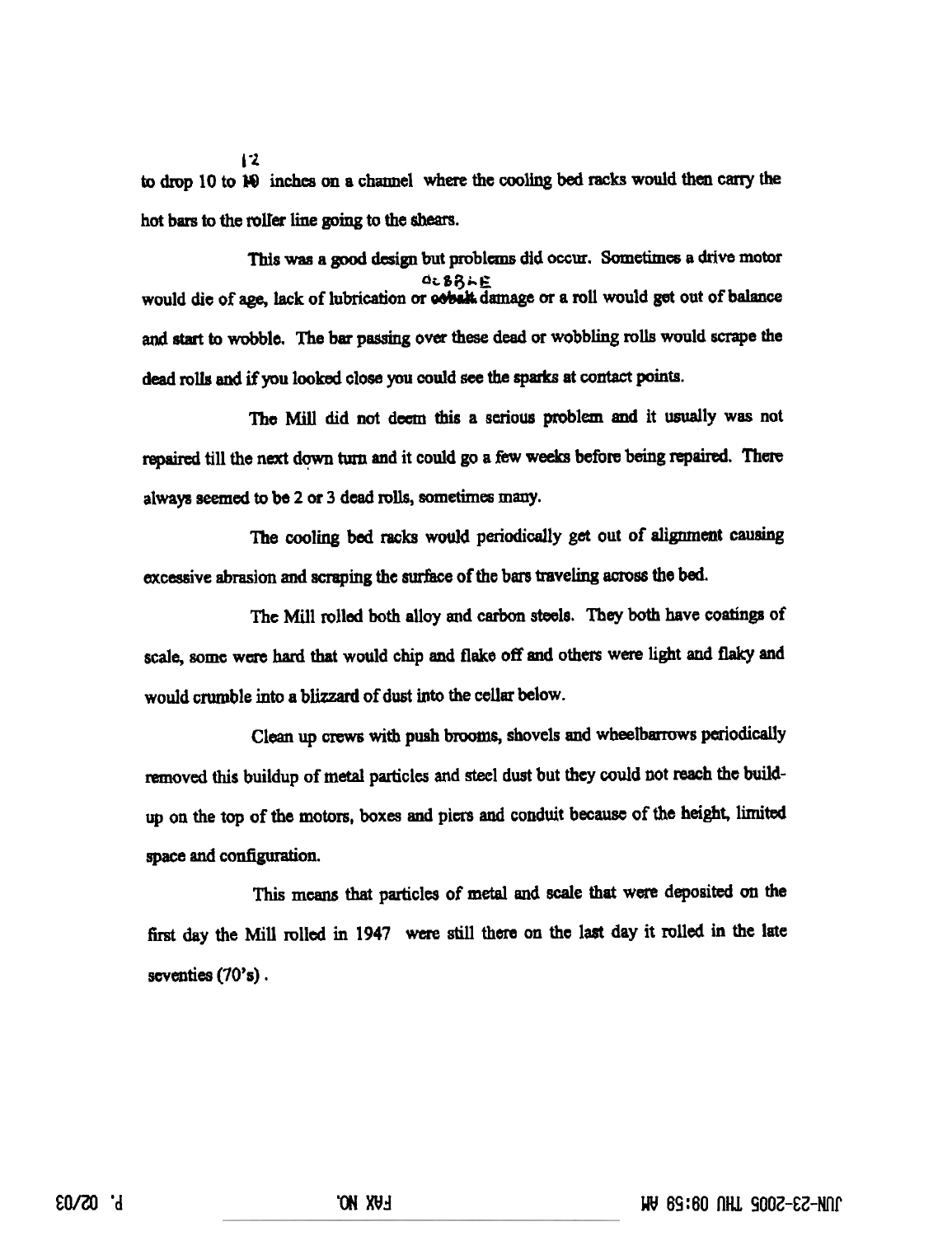to drop 10 to 12 inches on a channel where the cooling bed racks would then carry the hot bars to the roller line going to the shears.

This was a good design but problems did occur. Sometimes a drive motor would die of age, lack of lubrication or cobalt damage or a roll would get out of balance and start to wobble. The bar passing over these dead or wobbling rolls would scrape the dead rolls and if you looked close you could see the sparks at contact points.

The Mill did not deem this a serious problem and it usually was not repaired till the next down turn and it could go a few weeks before being repaired. There always seemed to be 2 or 3 dead rolls, sometimes many.

The cooling bed racks would periodically get out of alignment causing excessive abrasion and scraping the surface of the bars traveling across the bed.

The Mill rolled both alloy and carbon steels. They both have coatings of scale, some were hard that would chip and flake off and others were light and flaky and would crumble into a blizzard of dust into the cellar below.

Clean up crews with push brooms, shovels and wheelbarrows periodically removed this buildup of metal particles and steel dust but they could not reach the build-up on the top of the motors, boxes and piers and conduit because of the height, limited space and configuration.

This means that particles of metal and scale that were deposited on the first day the Mill rolled in 1947 were still there on the last day it rolled in the late seventies (70's).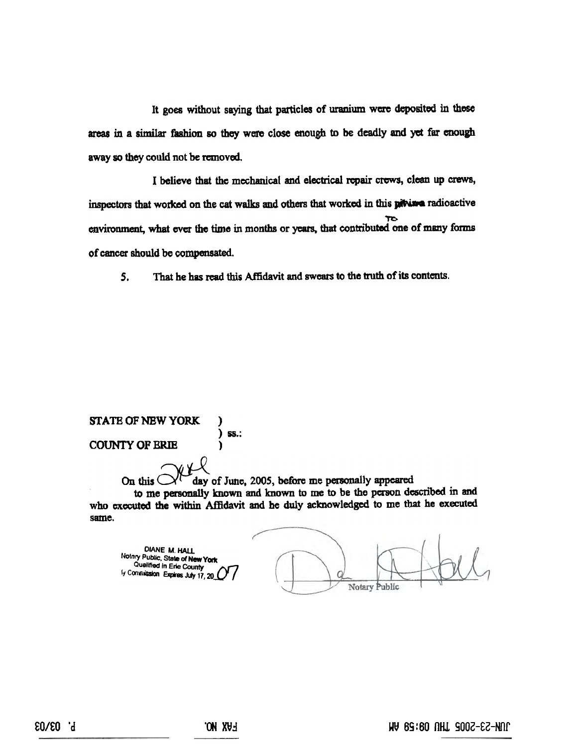It goes without saying that particles of uranium were deposited in these areas in a similar fashion so they were close enough to be deadly and yet far enough away so they could not be removed.

I believe that the mechanical and electrical repair crews, clean up crews, inspectors that worked on the cat walks and others that worked in this pitviara radioactive environment, what ever the time in months or years, that contributed to one of many forms of cancer should be compensated.

5. That he has read this Affidavit and swears to the truth of its contents.

STATE OF NEW YORK )
) ss.:
COUNTY OF ERIE )

On this 21st day of June, 2005, before me personally appeared to me personally known and known to me to be the person described in and who executed the within Affidavit and he duly acknowledged to me that he executed same.

DIANE M. HALL
Notary Public, State of New York
Qualified in Erie County
My Commission Expires July 17, 2007

Notary Public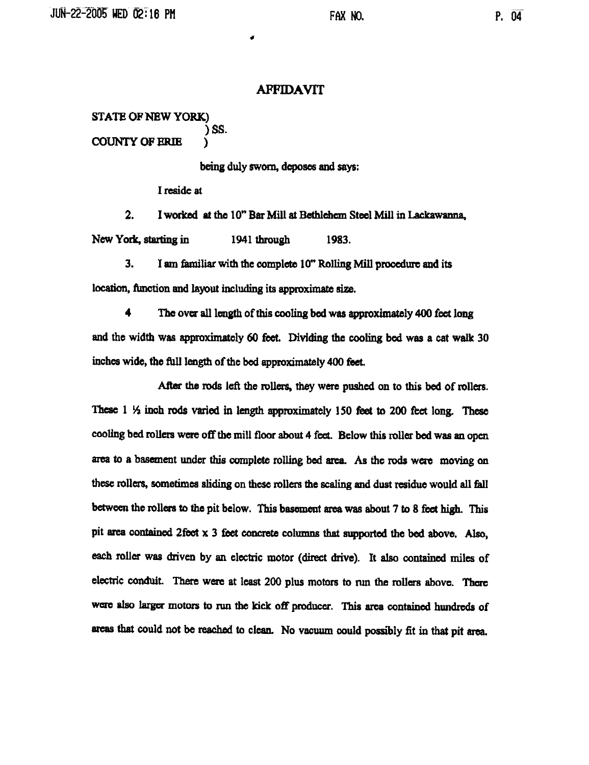# AFFIDAVIT

STATE OF NEW YORK)
) SS.
COUNTY OF ERIE )

being duly sworn, deposes and says:

I reside at

2. I worked at the 10" Bar Mill at Bethlehem Steel Mill in Lackawanna, New York, starting in 1941 through 1983.

3. I am familiar with the complete 10" Rolling Mill procedure and its location, function and layout including its approximate size.

4 The over all length of this cooling bed was approximately 400 feet long and the width was approximately 60 feet. Dividing the cooling bed was a cat walk 30 inches wide, the full length of the bed approximately 400 feet.

After the rods left the rollers, they were pushed on to this bed of rollers. These 1 ½ inch rods varied in length approximately 150 feet to 200 feet long. These cooling bed rollers were off the mill floor about 4 feet. Below this roller bed was an open area to a basement under this complete rolling bed area. As the rods were moving on these rollers, sometimes sliding on these rollers the scaling and dust residue would all fall between the rollers to the pit below. This basement area was about 7 to 8 feet high. This pit area contained 2feet x 3 feet concrete columns that supported the bed above. Also, each roller was driven by an electric motor (direct drive). It also contained miles of electric conduit. There were at least 200 plus motors to run the rollers above. There were also larger motors to run the kick off producer. This area contained hundreds of areas that could not be reached to clean. No vacuum could possibly fit in that pit area.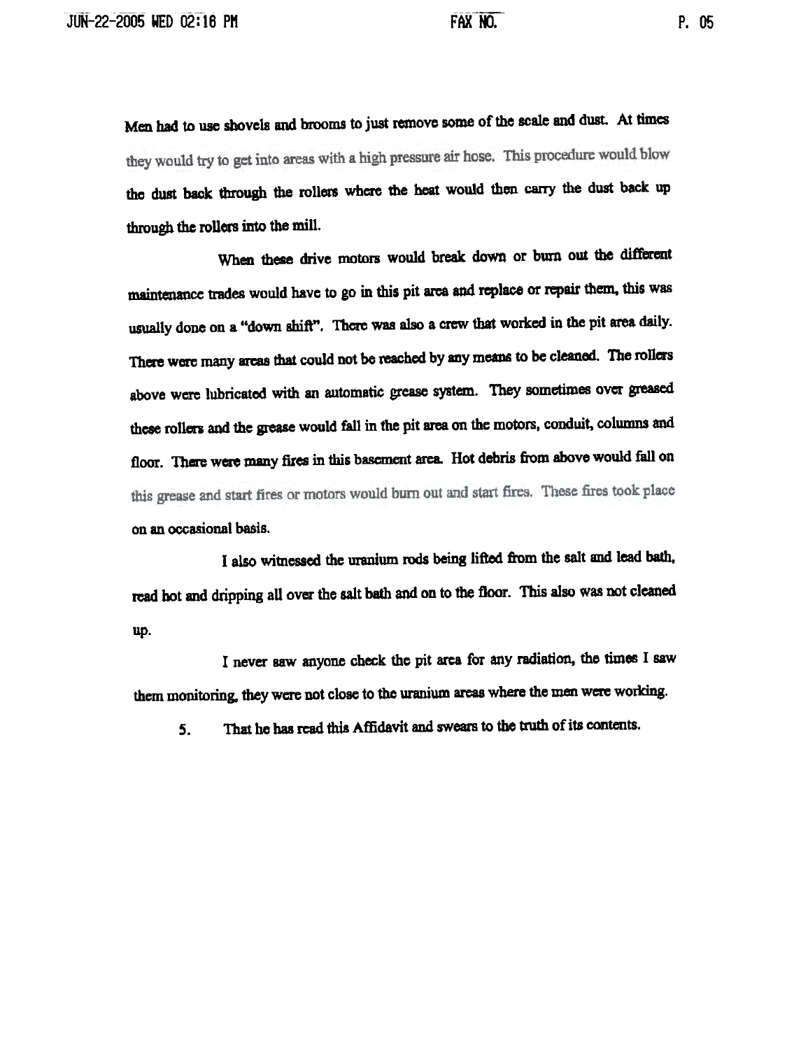Men had to use shovels and brooms to just remove some of the scale and dust. At times they would try to get into areas with a high pressure air hose. This procedure would blow the dust back through the rollers where the heat would then carry the dust back up through the rollers into the mill.

When these drive motors would break down or burn out the different maintenance trades would have to go in this pit area and replace or repair them, this was usually done on a "down shift". There was also a crew that worked in the pit area daily. There were many areas that could not be reached by any means to be cleaned. The rollers above were lubricated with an automatic grease system. They sometimes over greased these rollers and the grease would fall in the pit area on the motors, conduit, columns and floor. There were many fires in this basement area. Hot debris from above would fall on this grease and start fires or motors would burn out and start fires. These fires took place on an occasional basis.

I also witnessed the uranium rods being lifted from the salt and lead bath, read hot and dripping all over the salt bath and on to the floor. This also was not cleaned up.

I never saw anyone check the pit area for any radiation, the times I saw them monitoring, they were not close to the uranium areas where the men were working.

5. That he has read this Affidavit and swears to the truth of its contents.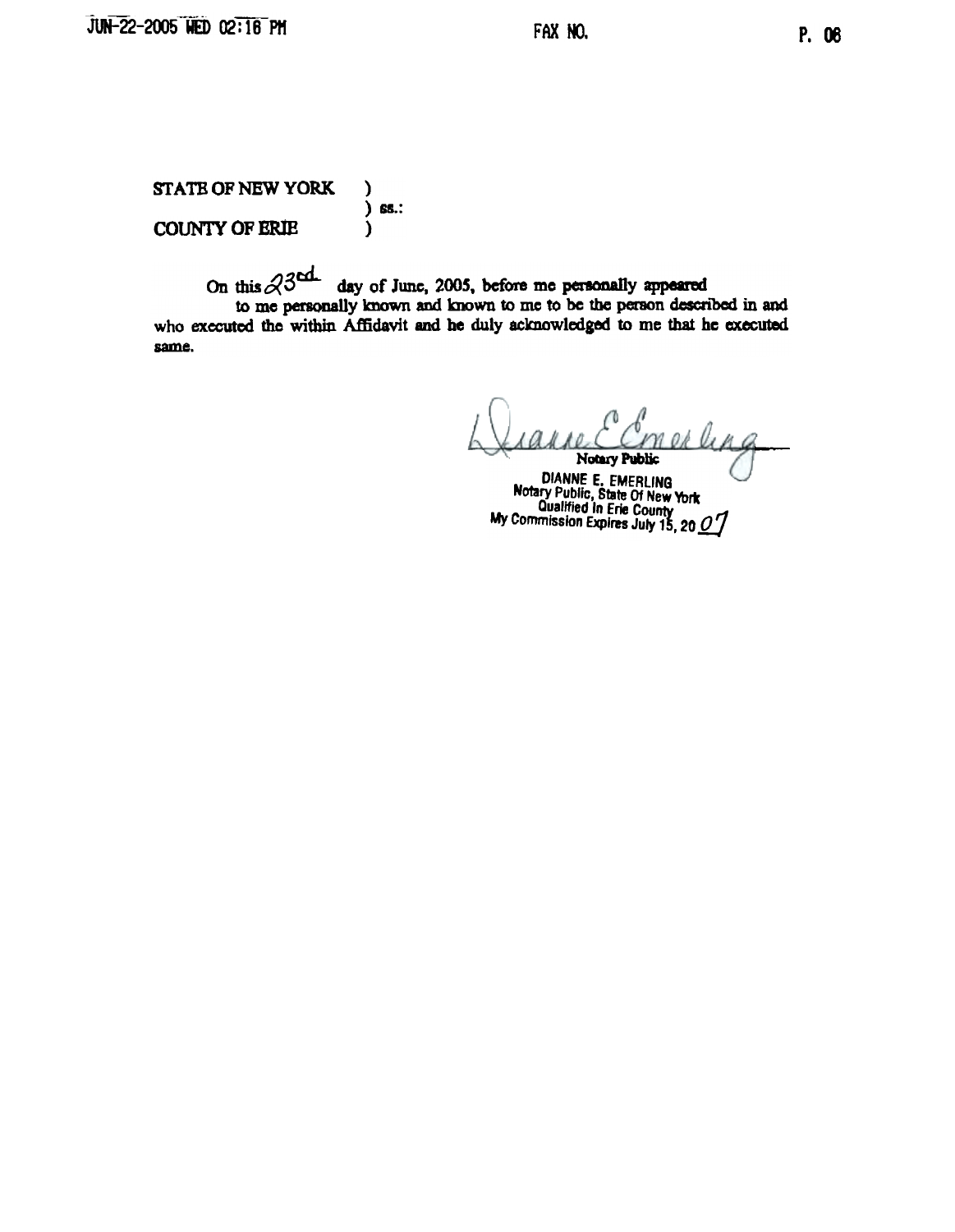STATE OF NEW YORK )
) ss.:
COUNTY OF ERIE )

On this 23rd day of June, 2005, before me personally appeared
to me personally known and known to me to be the person described in and who executed the within Affidavit and he duly acknowledged to me that he executed same.

Dianne E. Emerling
Notary Public

DIANNE E. EMERLING
Notary Public, State Of New York
Qualified In Erie County
My Commission Expires July 15, 20 07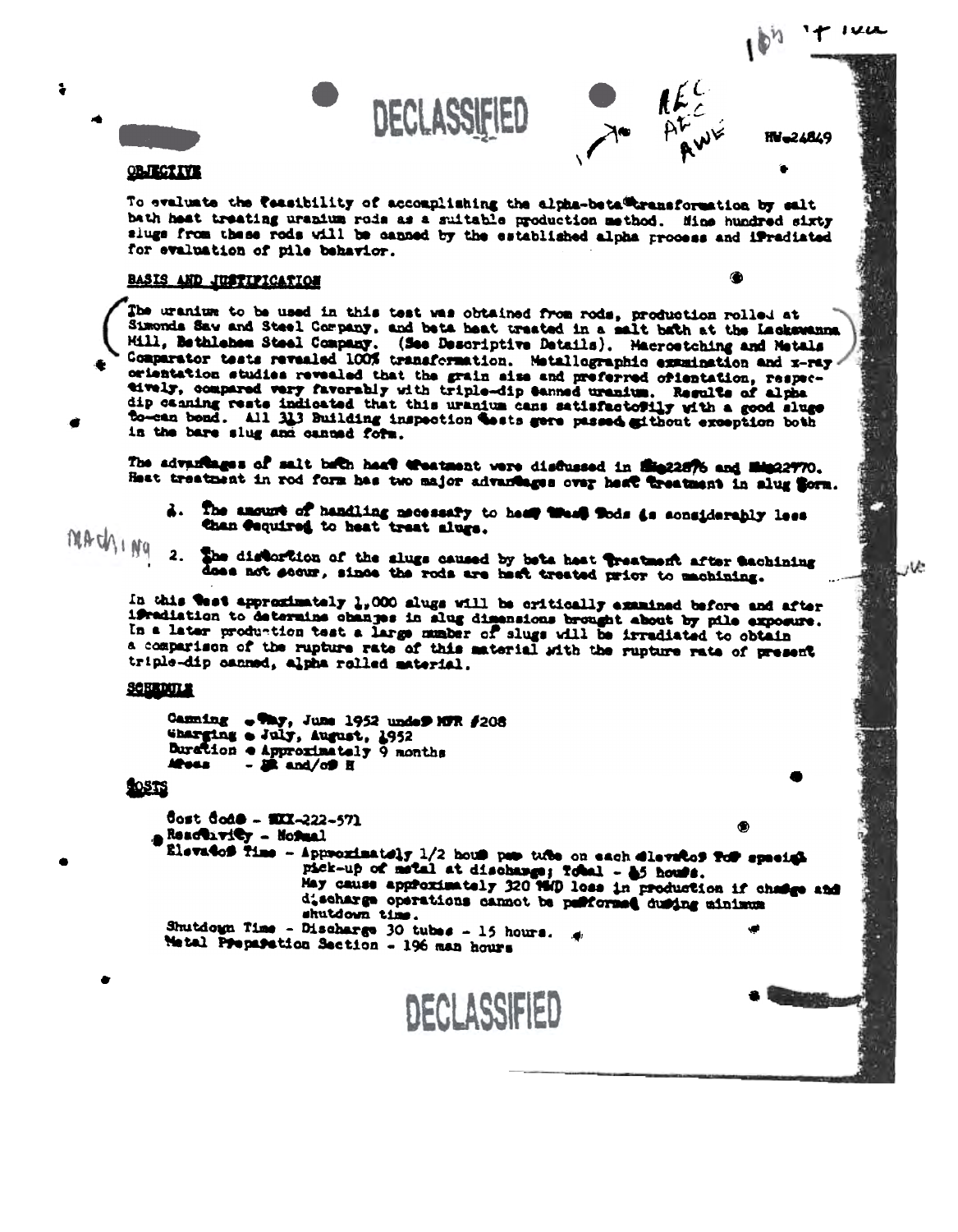DECLASSIFIED

HW-24849

**OBJECTIVE**

To evaluate the feasibility of accomplishing the alpha-beta transformation by salt bath heat treating uranium rods as a suitable production method. Nine hundred sixty slugs from these rods will be canned by the established alpha process and irradiated for evaluation of pile behavior.

**BASIS AND JUSTIFICATION**

The uranium to be used in this test was obtained from rods, production rolled at Simonds Saw and Steel Company, and beta heat treated in a salt bath at the Lackawanna Mill, Bethlehem Steel Company. (See Descriptive Details). Macroetching and Metals Comparator tests revealed 100% transformation. Metallographic examination and x-ray orientation studies revealed that the grain size and preferred orientation, respectively, compared very favorably with triple-dip canned uranium. Results of alpha dip canning tests indicated that this uranium cans satisfactorily with a good slug to-can bond. All 313 Building inspection tests were passed without exception both in the bare slug and canned form.

The advantages of salt bath heat treatment were discussed in HW-22876 and HW-22770. Heat treatment in rod form has two major advantages over heat treatment in slug form.

1. The amount of handling necessary to heat treat rods is considerably less than required to heat treat slugs.
2. The distortion of the slugs caused by beta heat treatment after machining does not occur, since the rods are heat treated prior to machining.

In this test approximately 1,000 slugs will be critically examined before and after irradiation to determine changes in slug dimensions brought about by pile exposure. In a later production test a large number of slugs will be irradiated to obtain a comparison of the rupture rate of this material with the rupture rate of present triple-dip canned, alpha rolled material.

**SCHEDULE**

Canning - May, June 1952 under MTR #208
Charging - July, August, 1952
Duration - Approximately 9 months
Areas - B and/or H

**COSTS**

Cost Code - XXX-222-571
Reactivity - Normal
Elevator Time - Approximately 1/2 hour per tube on each elevator for special pick-up of metal at discharge; Total - 45 hours.
May cause approximately 320 MWD loss in production if charge and discharge operations cannot be performed during minimum shutdown time.
Shutdown Time - Discharge 30 tubes - 15 hours.
Metal Preparation Section - 196 man hours

DECLASSIFIED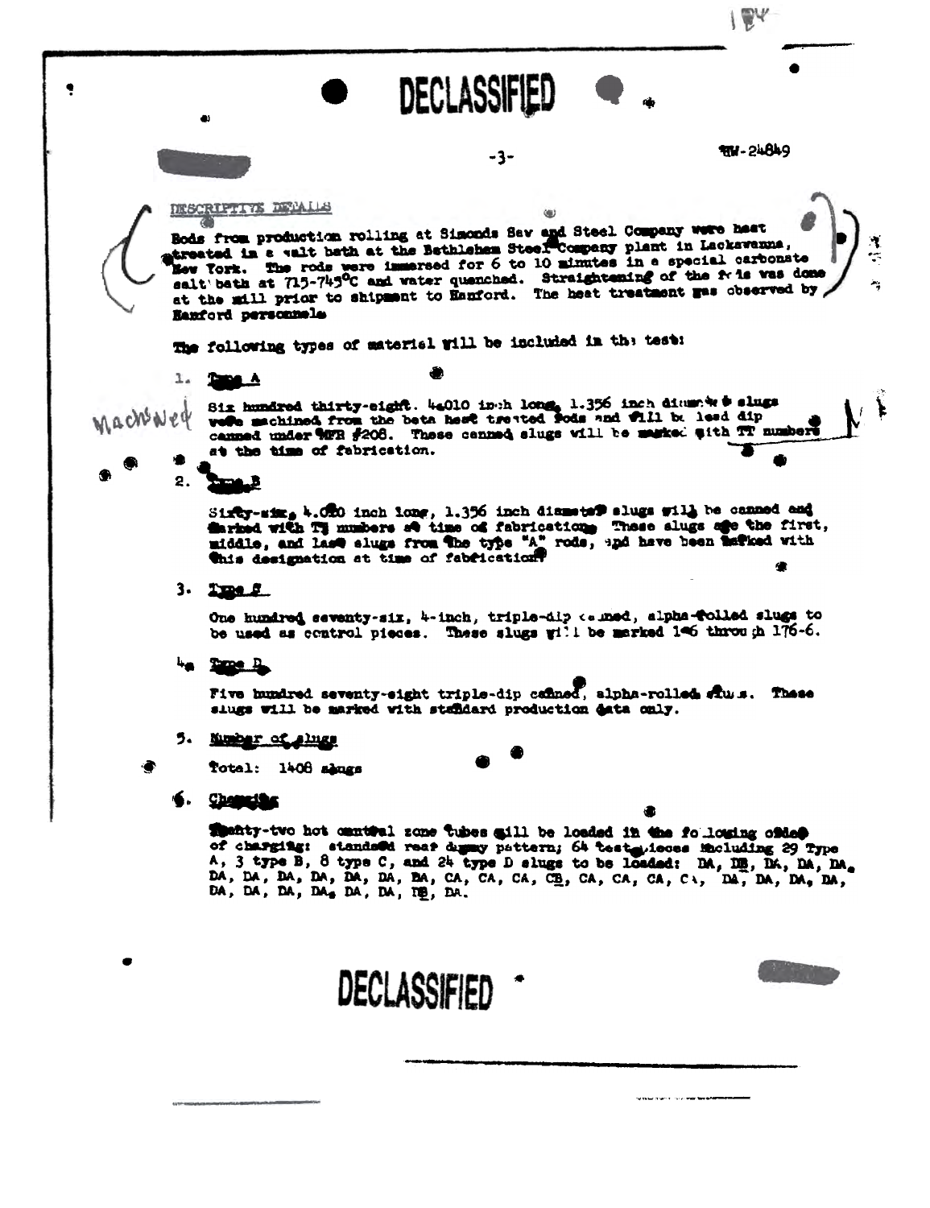DECLASSIFIED

HW-24849

DESCRIPTIVE DETAILS

Rods from production rolling at Simonds Saw and Steel Company were heat treated in a salt bath at the Bethlehem Steel Company plant in Lackawanna, New York. The rods were immersed for 6 to 10 minutes in a special carbonate salt bath at 715-745°C and water quenched. Straightening of the rods was done at the mill prior to shipment to Hanford. The heat treatment was observed by Hanford personnel.

The following types of material will be included in the test:

1. Type A

   Machined

   Six hundred thirty-eight, 4.010 inch long, 1.356 inch diameter slugs were machined from the beta heat treated rods and will be lead dip canned under MFB #208. These canned slugs will be marked with TT numbers at the time of fabrication.

2. Type B

   Sixty-six, 4.010 inch long, 1.356 inch diameter slugs will be canned and marked with TT numbers at time of fabrication. These slugs are the first, middle, and last slugs from the type "A" rods, and have been marked with this designation at time of fabrication.

3. Type C

   One hundred seventy-six, 4-inch, triple-dip canned, alpha-rolled slugs to be used as control pieces. These slugs will be marked 1-6 through 176-6.

4. Type D

   Five hundred seventy-eight triple-dip canned, alpha-rolled slugs. These slugs will be marked with standard production data only.

5. Number of slugs

   Total: 1408 slugs

6. Charging

   Twenty-two hot central zone tubes will be loaded in the following order of charging: standard rear dummy pattern; 64 test pieces including 29 Type A, 3 type B, 8 type C, and 24 type D slugs to be loaded: DA, DB, DA, DA, DA, DA, DA, DA, DA, DA, DA, BA, CA, CA, CA, CB, CA, CA, CA, CA, DA, DA, DA, DA, DA, DA, DA, DA, DA, DA, DB, DA.

DECLASSIFIED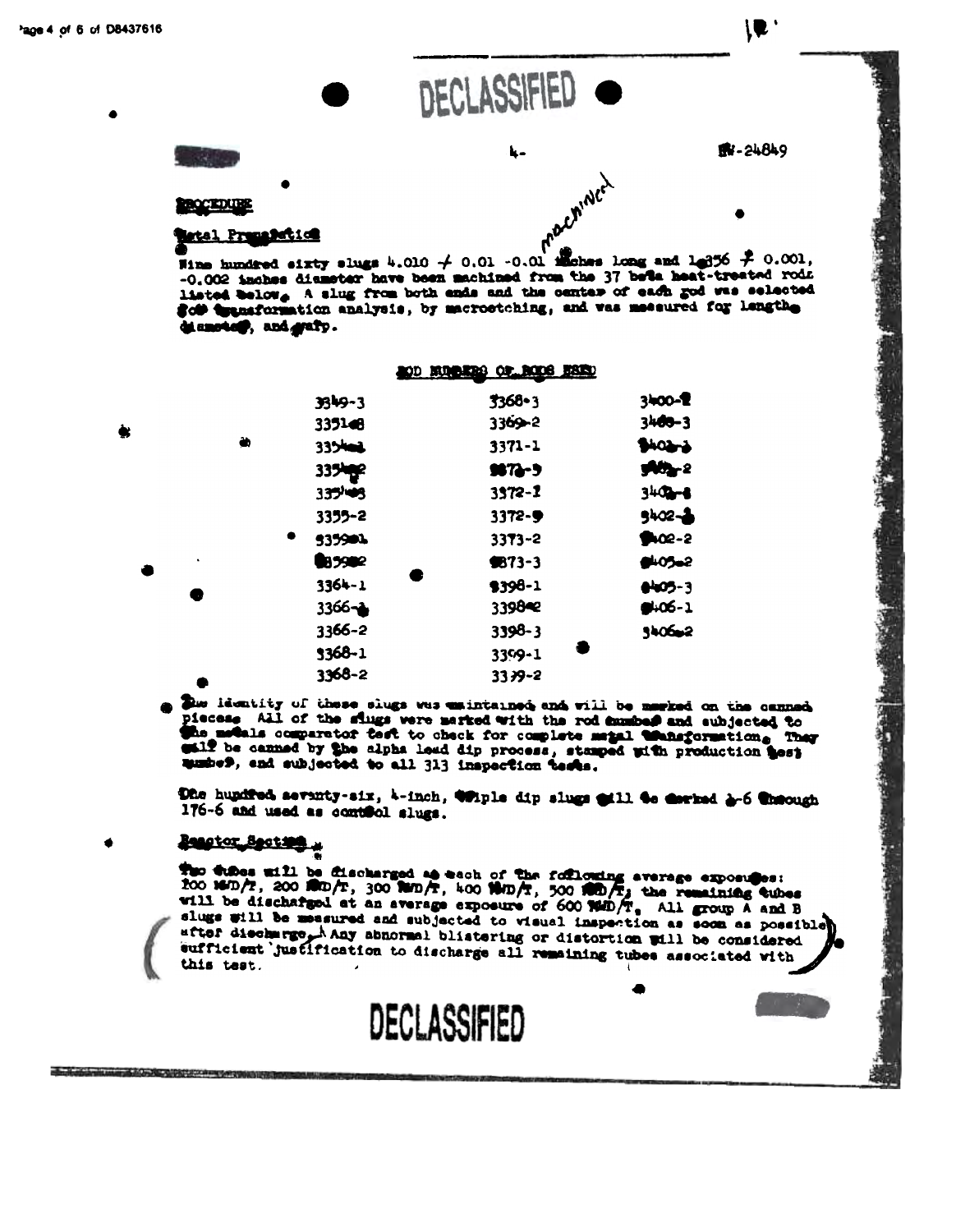DECLASSIFIED

HW-24849

## PROCEDURE

### Metal Preparation

Nine hundred sixty slugs 4.010 + 0.01 -0.01 inches long and 1.356 + 0.001, -0.002 inches diameter have been machined from the 37 beta heat-treated rods listed below. A slug from both ends and the center of each rod was selected for transformation analysis, by macroetching, and was measured for length, diameter, and warp.

ROD NUMBERS OF RODS USED

| | | |
|---|---|---|
| 3349-3 | 3368-3 | 3400-2 |
| 3351-8 | 3369-2 | 3400-3 |
| 3354-1 | 3371-1 | 3402-1 |
| 3354-2 | 3372-5 | 3402-2 |
| 3354-3 | 3372-2 | 3402-8 |
| 3355-2 | 3372-9 | 3402-3 |
| 3359-1 | 3373-2 | 3402-2 |
| 3359-2 | 3373-3 | 3405-2 |
| 3364-1 | 3398-1 | 3405-3 |
| 3366-1 | 3398-2 | 3406-1 |
| 3366-2 | 3398-3 | 3406-2 |
| 3368-1 | 3399-1 | |
| 3368-2 | 3399-2 | |

The identity of these slugs was maintained and will be marked on the canned pieces. All of the slugs were marked with the rod number and subjected to the metals comparator test to check for complete metal transformation. They will be canned by the alpha lead dip process, stamped with production test number, and subjected to all 313 inspection tests.

One hundred seventy-six, 4-inch, triple dip slugs will be marked 1-6 through 176-6 and used as control slugs.

### Reactor Section

Two tubes will be discharged at each of the following average exposures: 100 MWD/T, 200 MWD/T, 300 MWD/T, 400 MWD/T, 500 MWD/T, the remaining tubes will be discharged at an average exposure of 600 MWD/T. All group A and B slugs will be measured and subjected to visual inspection as soon as possible after discharge. Any abnormal blistering or distortion will be considered sufficient justification to discharge all remaining tubes associated with this test.

DECLASSIFIED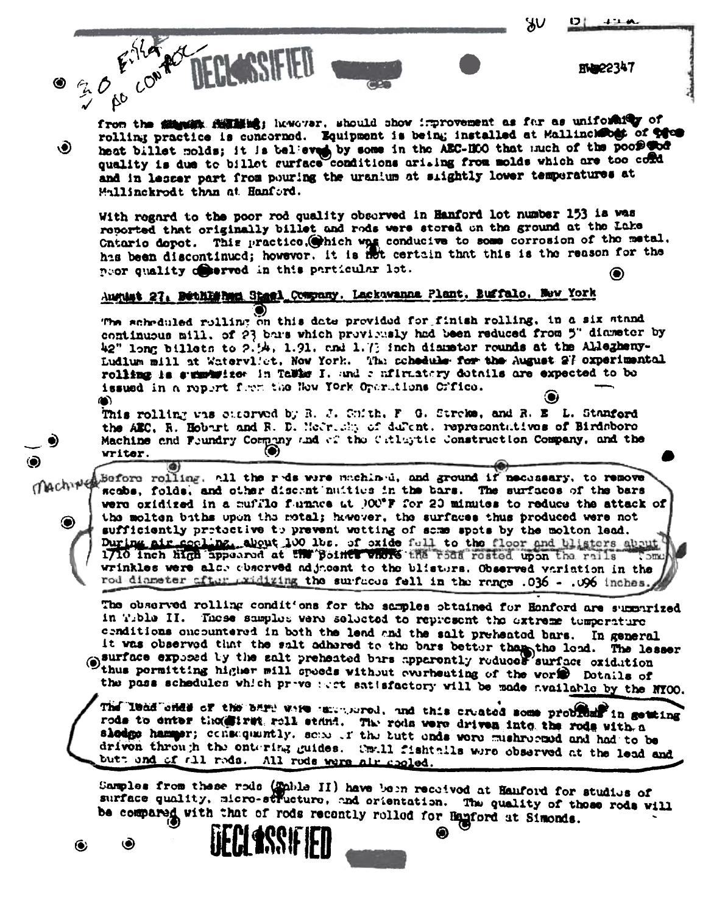DECLASSIFIED

HW-22347

from the [redacted]; however, should show improvement as far as uniformity of rolling practice is concerned. Equipment is being installed at Mallinckrodt of [?] heat billet molds; it is believed by some in the AEC-NOO that much of the poor rod quality is due to billet surface conditions arising from molds which are too cold and in lesser part from pouring the uranium at slightly lower temperatures at Mallinckrodt than at Hanford.

With regard to the poor rod quality observed in Hanford lot number 153 is was reported that originally billet and rods were stored on the ground at the Lake Ontario depot. This practice, which was conducive to some corrosion of the metal, has been discontinued; however, it is not certain that this is the reason for the poor quality observed in this particular lot.

## August 27, Bethlehem Steel Company, Lackawanna Plant, Buffalo, New York

The scheduled rolling on this date provided for finish rolling, in a six stand continuous mill, of 23 bars which previously had been reduced from 5" diameter by 42" long billets to 2.54, 1.91, and 1.73 inch diameter rounds at the Allegheny-Ludlum mill at Watervliet, New York. The schedule for the August 27 experimental rolling is summarized in Table I, and confirmatory details are expected to be issued in a report from the New York Operations Office.

This rolling was observed by R. J. Smith, F. G. Strcke, and R. E. L. Stanford the AEC, R. Hobart and R. D. McCrady of duPont, representatives of Birdsboro Machine and Foundry Company and of the Catalytic Construction Company, and the writer.

Before rolling, all the rods were machined, and ground if necessary, to remove scabs, folds, and other discontinuities in the bars. The surfaces of the bars were oxidized in a muffle furnace at 700°F for 20 minutes to reduce the attack of the molten baths upon the metal; however, the surfaces thus produced were not sufficiently protective to prevent wetting of some spots by the molten lead. During air cooling, about 100 lbs. of oxide fell to the floor and blisters about 1/10 inch high appeared at the points where the rods rested upon the rails. Some wrinkles were also observed adjacent to the blisters. Observed variation in the rod diameter after oxidizing the surfaces fell in the range .036 - .096 inches.

The observed rolling conditions for the samples obtained for Hanford are summarized in Table II. These samples were selected to represent the extreme temperature conditions encountered in both the lead and the salt preheated bars. In general it was observed that the salt adhered to the bars better than the lead. The lesser surface exposed by the salt preheated bars apparently reduces surface oxidation thus permitting higher mill speeds without overheating of the work. Details of the pass schedules which prove most satisfactory will be made available by the NYOO.

The lead ends of the bars were [?], and this created some problems in getting rods to enter the first roll stand. The rods were driven into the rods with a sledge hammer; consequently, some of the butt ends were mushroomed and had to be driven through the entering guides. Small fishtails were observed at the lead and butt end of all rods. All rods were air cooled.

Samples from these rods (Table II) have been received at Hanford for studies of surface quality, micro-structure, and orientation. The quality of those rods will be compared with that of rods recently rolled for Hanford at Simonds.

DECLASSIFIED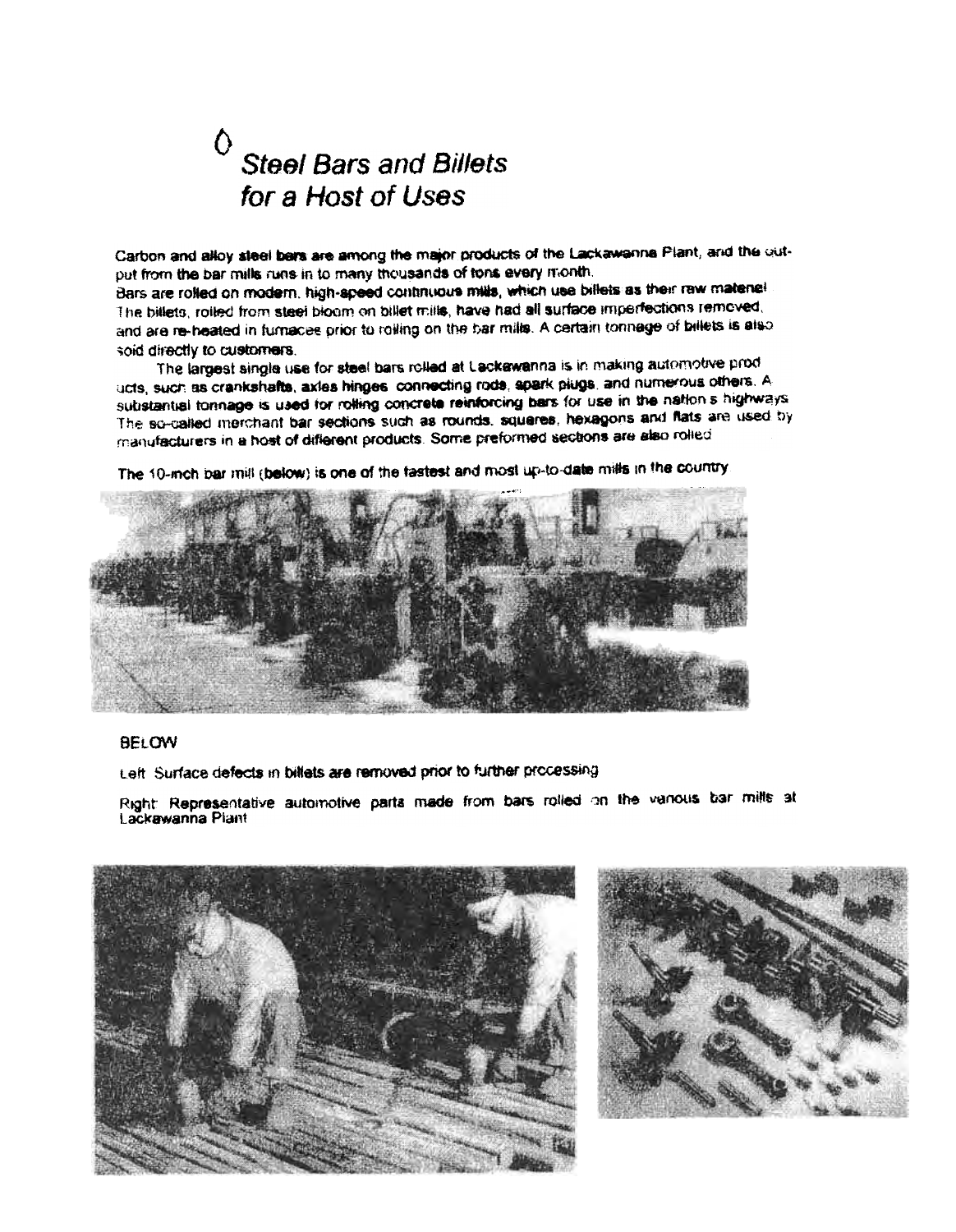# Steel Bars and Billets for a Host of Uses

Carbon and alloy steel bars are among the major products of the Lackawanna Plant, and the output from the bar mills runs in to many thousands of tons every month.

Bars are rolled on modern, high-speed continuous mills, which use billets as their raw material. The billets, rolled from steel bloom on billet mills, have had all surface imperfections removed, and are re-heated in furnaces prior to rolling on the bar mills. A certain tonnage of billets is also sold directly to customers.

The largest single use for steel bars rolled at Lackawanna is in making automotive products, such as crankshafts, axles hinges, connecting rods, spark plugs, and numerous others. A substantial tonnage is used for rolling concrete reinforcing bars for use in the nation's highways. The so-called merchant bar sections such as rounds, squares, hexagons and flats are used by manufacturers in a host of different products. Some preformed sections are also rolled.

The 10-inch bar mill (below) is one of the fastest and most up-to-date mills in the country

BELOW

Left: Surface defects in billets are removed prior to further processing

Right: Representative automotive parts made from bars rolled on the various bar mills at Lackawanna Plant